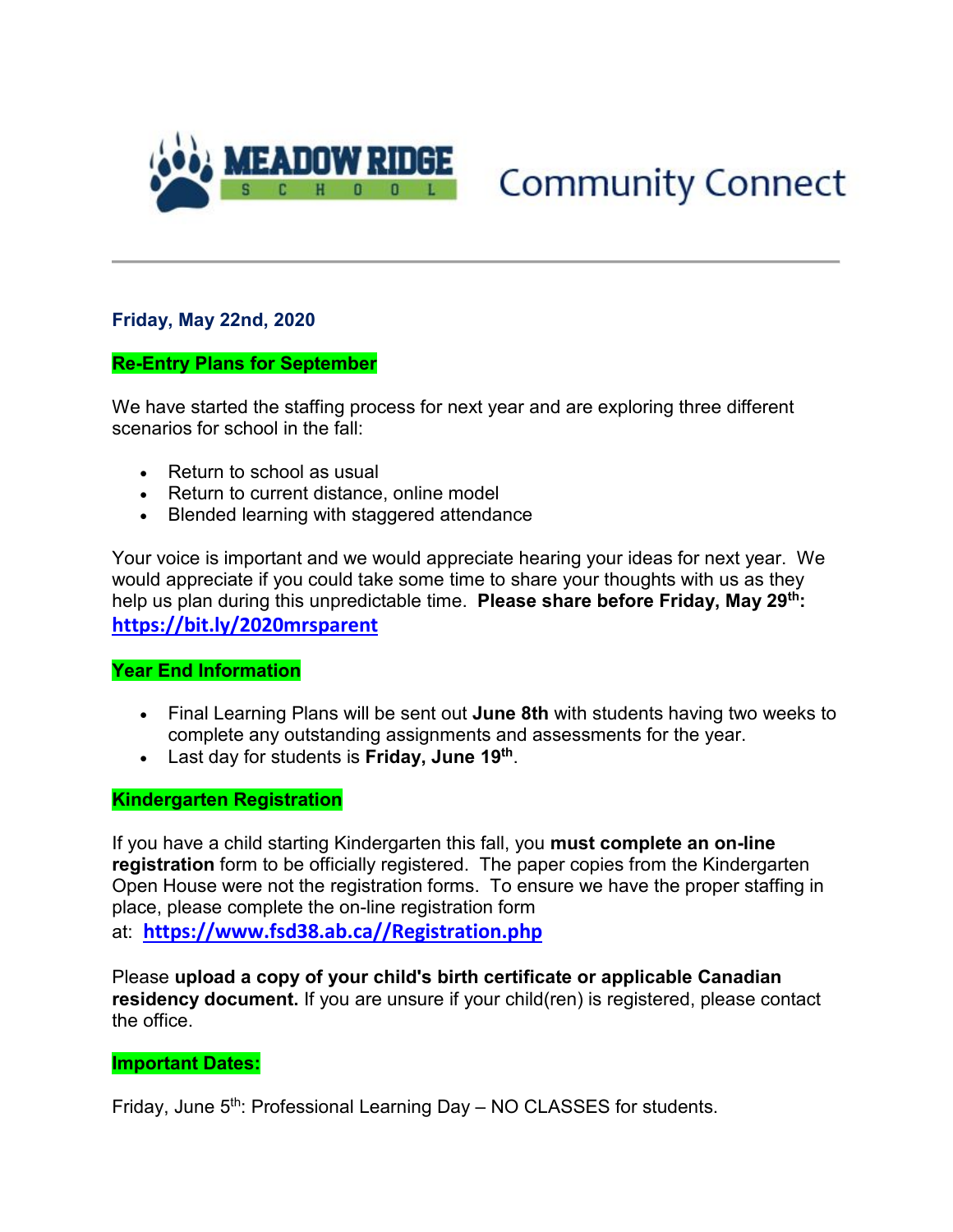# MEADOW RIDGE SCHOOL Community Connect

**Friday, May 22nd, 2020**

## Re-Entry Plans for September

We have started the staffing process for next year and are exploring three different scenarios for school in the fall:

- Return to school as usual
- Return to current distance, online model
- Blended learning with staggered attendance

Your voice is important and we would appreciate hearing your ideas for next year. We would appreciate if you could take some time to share your thoughts with us as they help us plan during this unpredictable time. **Please share before Friday, May 29th:** **https://bit.ly/2020mrsparent**

## Year End Information

- Final Learning Plans will be sent out **June 8th** with students having two weeks to complete any outstanding assignments and assessments for the year.
- Last day for students is **Friday, June 19th**.

## Kindergarten Registration

If you have a child starting Kindergarten this fall, you **must complete an on-line registration** form to be officially registered. The paper copies from the Kindergarten Open House were not the registration forms. To ensure we have the proper staffing in place, please complete the on-line registration form at: **https://www.fsd38.ab.ca//Registration.php**

Please **upload a copy of your child's birth certificate or applicable Canadian residency document.** If you are unsure if your child(ren) is registered, please contact the office.

## Important Dates:

Friday, June 5th: Professional Learning Day – NO CLASSES for students.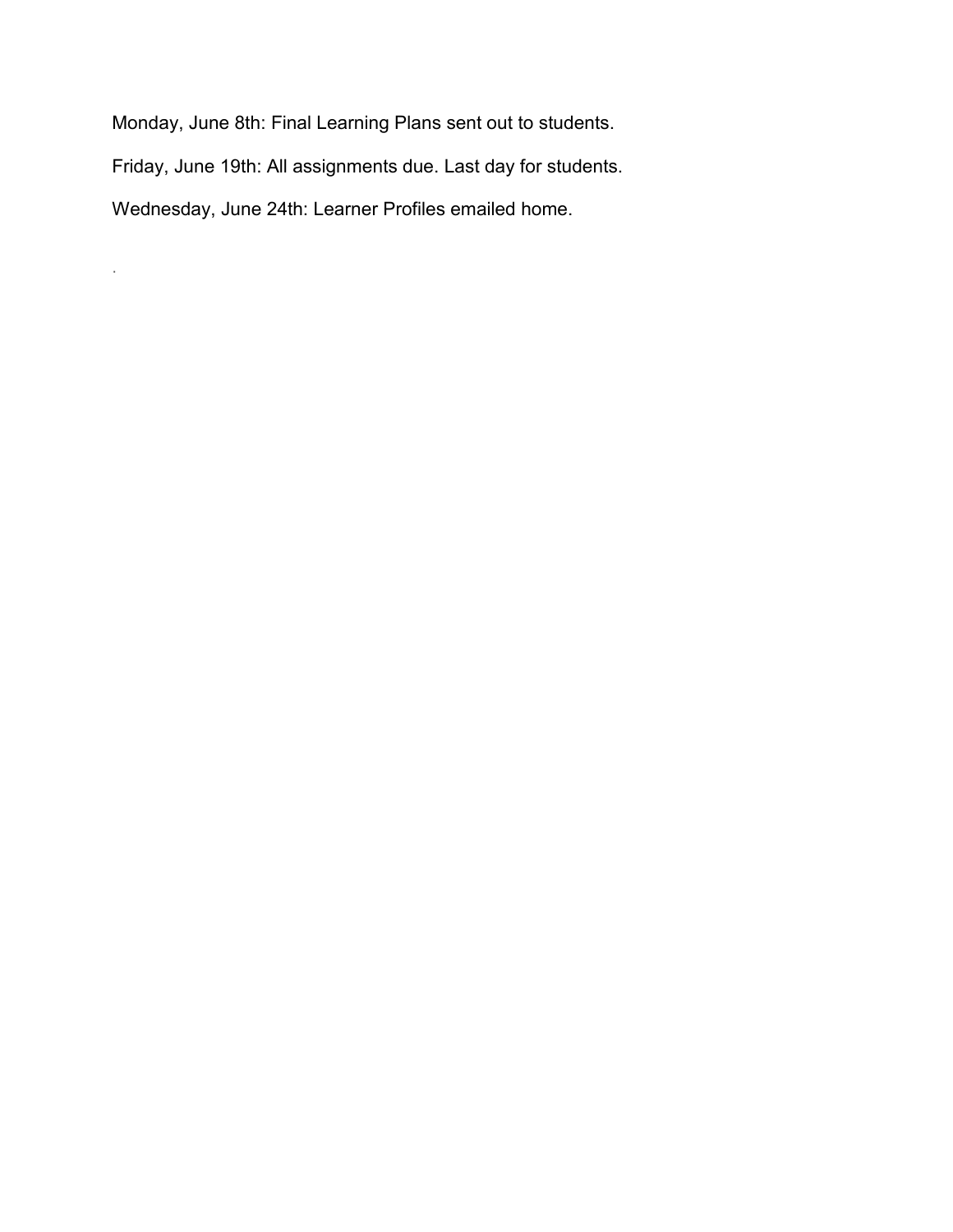Monday, June 8th: Final Learning Plans sent out to students.

Friday, June 19th: All assignments due. Last day for students.

Wednesday, June 24th: Learner Profiles emailed home.